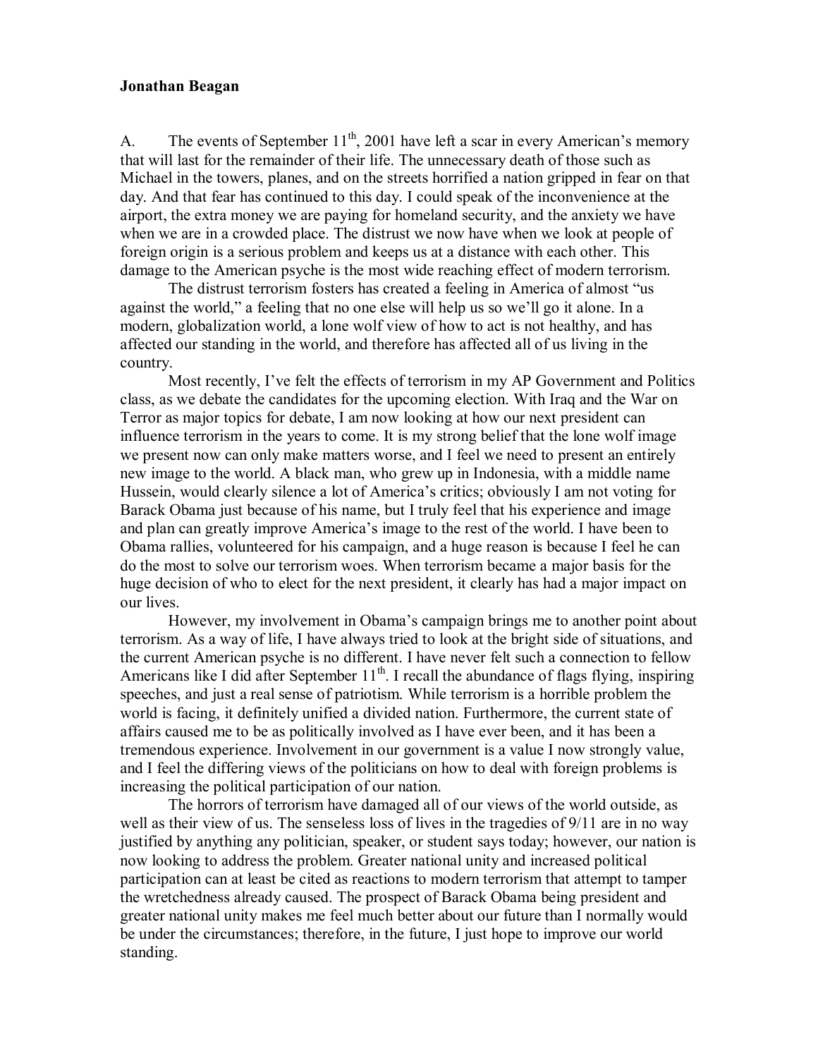**Jonathan Beagan**

A. The events of September 11th, 2001 have left a scar in every American's memory that will last for the remainder of their life. The unnecessary death of those such as Michael in the towers, planes, and on the streets horrified a nation gripped in fear on that day. And that fear has continued to this day. I could speak of the inconvenience at the airport, the extra money we are paying for homeland security, and the anxiety we have when we are in a crowded place. The distrust we now have when we look at people of foreign origin is a serious problem and keeps us at a distance with each other. This damage to the American psyche is the most wide reaching effect of modern terrorism.

The distrust terrorism fosters has created a feeling in America of almost "us against the world," a feeling that no one else will help us so we'll go it alone. In a modern, globalization world, a lone wolf view of how to act is not healthy, and has affected our standing in the world, and therefore has affected all of us living in the country.

Most recently, I've felt the effects of terrorism in my AP Government and Politics class, as we debate the candidates for the upcoming election. With Iraq and the War on Terror as major topics for debate, I am now looking at how our next president can influence terrorism in the years to come. It is my strong belief that the lone wolf image we present now can only make matters worse, and I feel we need to present an entirely new image to the world. A black man, who grew up in Indonesia, with a middle name Hussein, would clearly silence a lot of America's critics; obviously I am not voting for Barack Obama just because of his name, but I truly feel that his experience and image and plan can greatly improve America's image to the rest of the world. I have been to Obama rallies, volunteered for his campaign, and a huge reason is because I feel he can do the most to solve our terrorism woes. When terrorism became a major basis for the huge decision of who to elect for the next president, it clearly has had a major impact on our lives.

However, my involvement in Obama's campaign brings me to another point about terrorism. As a way of life, I have always tried to look at the bright side of situations, and the current American psyche is no different. I have never felt such a connection to fellow Americans like I did after September 11th. I recall the abundance of flags flying, inspiring speeches, and just a real sense of patriotism. While terrorism is a horrible problem the world is facing, it definitely unified a divided nation. Furthermore, the current state of affairs caused me to be as politically involved as I have ever been, and it has been a tremendous experience. Involvement in our government is a value I now strongly value, and I feel the differing views of the politicians on how to deal with foreign problems is increasing the political participation of our nation.

The horrors of terrorism have damaged all of our views of the world outside, as well as their view of us. The senseless loss of lives in the tragedies of 9/11 are in no way justified by anything any politician, speaker, or student says today; however, our nation is now looking to address the problem. Greater national unity and increased political participation can at least be cited as reactions to modern terrorism that attempt to tamper the wretchedness already caused. The prospect of Barack Obama being president and greater national unity makes me feel much better about our future than I normally would be under the circumstances; therefore, in the future, I just hope to improve our world standing.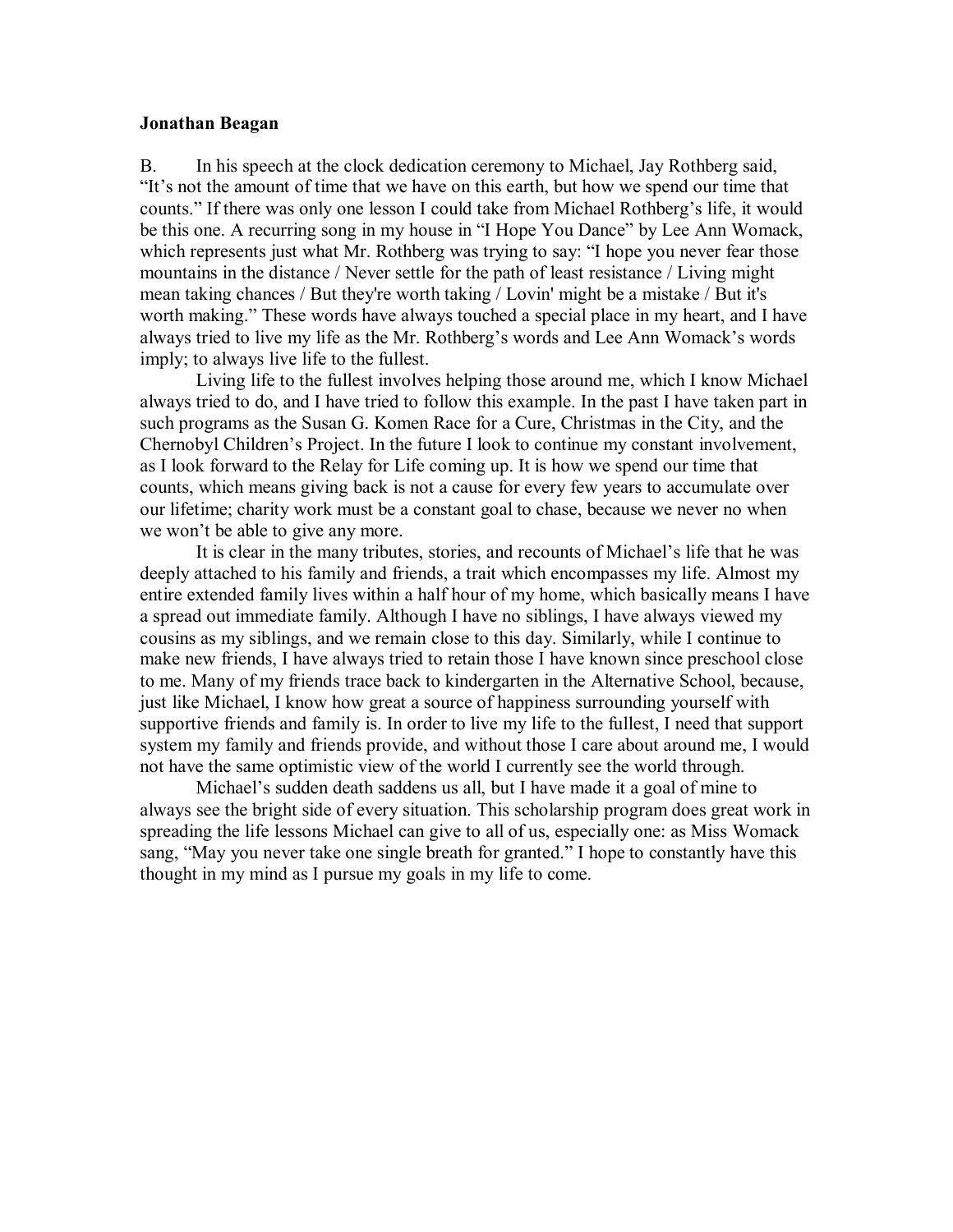**Jonathan Beagan**

B. In his speech at the clock dedication ceremony to Michael, Jay Rothberg said, "It's not the amount of time that we have on this earth, but how we spend our time that counts." If there was only one lesson I could take from Michael Rothberg's life, it would be this one. A recurring song in my house in "I Hope You Dance" by Lee Ann Womack, which represents just what Mr. Rothberg was trying to say: "I hope you never fear those mountains in the distance / Never settle for the path of least resistance / Living might mean taking chances / But they're worth taking / Lovin' might be a mistake / But it's worth making." These words have always touched a special place in my heart, and I have always tried to live my life as the Mr. Rothberg's words and Lee Ann Womack's words imply; to always live life to the fullest.

Living life to the fullest involves helping those around me, which I know Michael always tried to do, and I have tried to follow this example. In the past I have taken part in such programs as the Susan G. Komen Race for a Cure, Christmas in the City, and the Chernobyl Children's Project. In the future I look to continue my constant involvement, as I look forward to the Relay for Life coming up. It is how we spend our time that counts, which means giving back is not a cause for every few years to accumulate over our lifetime; charity work must be a constant goal to chase, because we never no when we won't be able to give any more.

It is clear in the many tributes, stories, and recounts of Michael's life that he was deeply attached to his family and friends, a trait which encompasses my life. Almost my entire extended family lives within a half hour of my home, which basically means I have a spread out immediate family. Although I have no siblings, I have always viewed my cousins as my siblings, and we remain close to this day. Similarly, while I continue to make new friends, I have always tried to retain those I have known since preschool close to me. Many of my friends trace back to kindergarten in the Alternative School, because, just like Michael, I know how great a source of happiness surrounding yourself with supportive friends and family is. In order to live my life to the fullest, I need that support system my family and friends provide, and without those I care about around me, I would not have the same optimistic view of the world I currently see the world through.

Michael's sudden death saddens us all, but I have made it a goal of mine to always see the bright side of every situation. This scholarship program does great work in spreading the life lessons Michael can give to all of us, especially one: as Miss Womack sang, "May you never take one single breath for granted." I hope to constantly have this thought in my mind as I pursue my goals in my life to come.